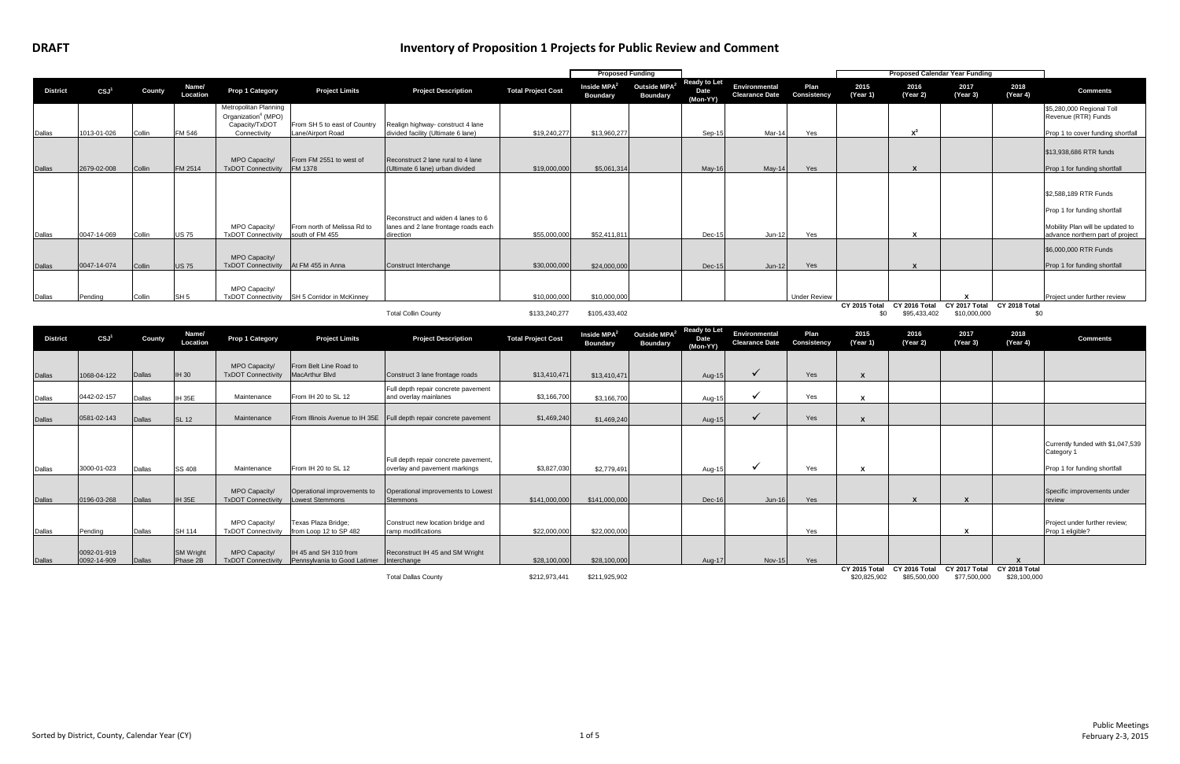**DRAFT**

# Inventory of Proposition 1 Projects for Public Review and Comment

| District | CSJ[1] | County | Name/ Location | Prop 1 Category | Project Limits | Project Description | Total Project Cost | Proposed Funding: Inside MPA[2] Boundary | Proposed Funding: Outside MPA[2] Boundary | Ready to Let Date (Mon-YY) | Environmental Clearance Date | Plan Consistency | Proposed Calendar Year Funding: 2015 (Year 1) | 2016 (Year 2) | 2017 (Year 3) | 2018 (Year 4) | Comments |
|---|---|---|---|---|---|---|---|---|---|---|---|---|---|---|---|---|---|
| Dallas | 1013-01-026 | Collin | FM 546 | Metropolitan Planning Organization[4] (MPO) Capacity/TxDOT Connectivity | From SH 5 to east of Country Lane/Airport Road | Realign highway- construct 4 lane divided facility (Ultimate 6 lane) | $19,240,277 | $13,960,277 | | Sep-15 | Mar-14 | Yes | | X[3] | | | $5,280,000 Regional Toll Revenue (RTR) Funds; Prop 1 to cover funding shortfall |
| Dallas | 2679-02-008 | Collin | FM 2514 | MPO Capacity/ TxDOT Connectivity | From FM 2551 to west of FM 1378 | Reconstruct 2 lane rural to 4 lane (Ultimate 6 lane) urban divided | $19,000,000 | $5,061,314 | | May-16 | May-14 | Yes | | X | | | $13,938,686 RTR funds; Prop 1 for funding shortfall |
| Dallas | 0047-14-069 | Collin | US 75 | MPO Capacity/ TxDOT Connectivity | From north of Melissa Rd to south of FM 455 | Reconstruct and widen 4 lanes to 6 lanes and 2 lane frontage roads each direction | $55,000,000 | $52,411,811 | | Dec-15 | Jun-12 | Yes | | X | | | $2,588,189 RTR Funds; Prop 1 for funding shortfall; Mobility Plan will be updated to advance northern part of project |
| Dallas | 0047-14-074 | Collin | US 75 | MPO Capacity/ TxDOT Connectivity | At FM 455 in Anna | Construct Interchange | $30,000,000 | $24,000,000 | | Dec-15 | Jun-12 | Yes | | X | | | $6,000,000 RTR Funds; Prop 1 for funding shortfall |
| Dallas | Pending | Collin | SH 5 | MPO Capacity/ TxDOT Connectivity | SH 5 Corridor in McKinney | | $10,000,000 | $10,000,000 | | | | Under Review | | | X | | Project under further review |
| | | | | | | Total Collin County | $133,240,277 | $105,433,402 | | | | | CY 2015 Total $0 | CY 2016 Total $95,433,402 | CY 2017 Total $10,000,000 | CY 2018 Total $0 | |

| District | CSJ[1] | County | Name/ Location | Prop 1 Category | Project Limits | Project Description | Total Project Cost | Inside MPA[2] Boundary | Outside MPA[2] Boundary | Ready to Let Date (Mon-YY) | Environmental Clearance Date | Plan Consistency | 2015 (Year 1) | 2016 (Year 2) | 2017 (Year 3) | 2018 (Year 4) | Comments |
|---|---|---|---|---|---|---|---|---|---|---|---|---|---|---|---|---|---|
| Dallas | 1068-04-122 | Dallas | IH 30 | MPO Capacity/ TxDOT Connectivity | From Belt Line Road to MacArthur Blvd | Construct 3 lane frontage roads | $13,410,471 | $13,410,471 | | Aug-15 | ✓ | Yes | X | | | | |
| Dallas | 0442-02-157 | Dallas | IH 35E | Maintenance | From IH 20 to SL 12 | Full depth repair concrete pavement and overlay mainlanes | $3,166,700 | $3,166,700 | | Aug-15 | ✓ | Yes | X | | | | |
| Dallas | 0581-02-143 | Dallas | SL 12 | Maintenance | From Illinois Avenue to IH 35E | Full depth repair concrete pavement | $1,469,240 | $1,469,240 | | Aug-15 | ✓ | Yes | X | | | | |
| Dallas | 3000-01-023 | Dallas | SS 408 | Maintenance | From IH 20 to SL 12 | Full depth repair concrete pavement, overlay and pavement markings | $3,827,030 | $2,779,491 | | Aug-15 | ✓ | Yes | X | | | | Currently funded with $1,047,539 Category 1; Prop 1 for funding shortfall |
| Dallas | 0196-03-268 | Dallas | IH 35E | MPO Capacity/ TxDOT Connectivity | Operational improvements to Lowest Stemmons | Operational improvements to Lowest Stemmons | $141,000,000 | $141,000,000 | | Dec-16 | Jun-16 | Yes | | X | X | | Specific improvements under review |
| Dallas | Pending | Dallas | SH 114 | MPO Capacity/ TxDOT Connectivity | Texas Plaza Bridge; from Loop 12 to SP 482 | Construct new location bridge and ramp modifications | $22,000,000 | $22,000,000 | | | | Yes | | | X | | Project under further review; Prop 1 eligible? |
| Dallas | 0092-01-919 0092-14-909 | Dallas | SM Wright Phase 2B | MPO Capacity/ TxDOT Connectivity | IH 45 and SH 310 from Pennsylvania to Good Latimer | Reconstruct IH 45 and SM Wright Interchange | $28,100,000 | $28,100,000 | | Aug-17 | Nov-15 | Yes | | | | X | |
| | | | | | | Total Dallas County | $212,973,441 | $211,925,902 | | | | | CY 2015 Total $20,825,902 | CY 2016 Total $85,500,000 | CY 2017 Total $77,500,000 | CY 2018 Total $28,100,000 | |

Sorted by District, County, Calendar Year (CY)

Public Meetings
February 2-3, 2015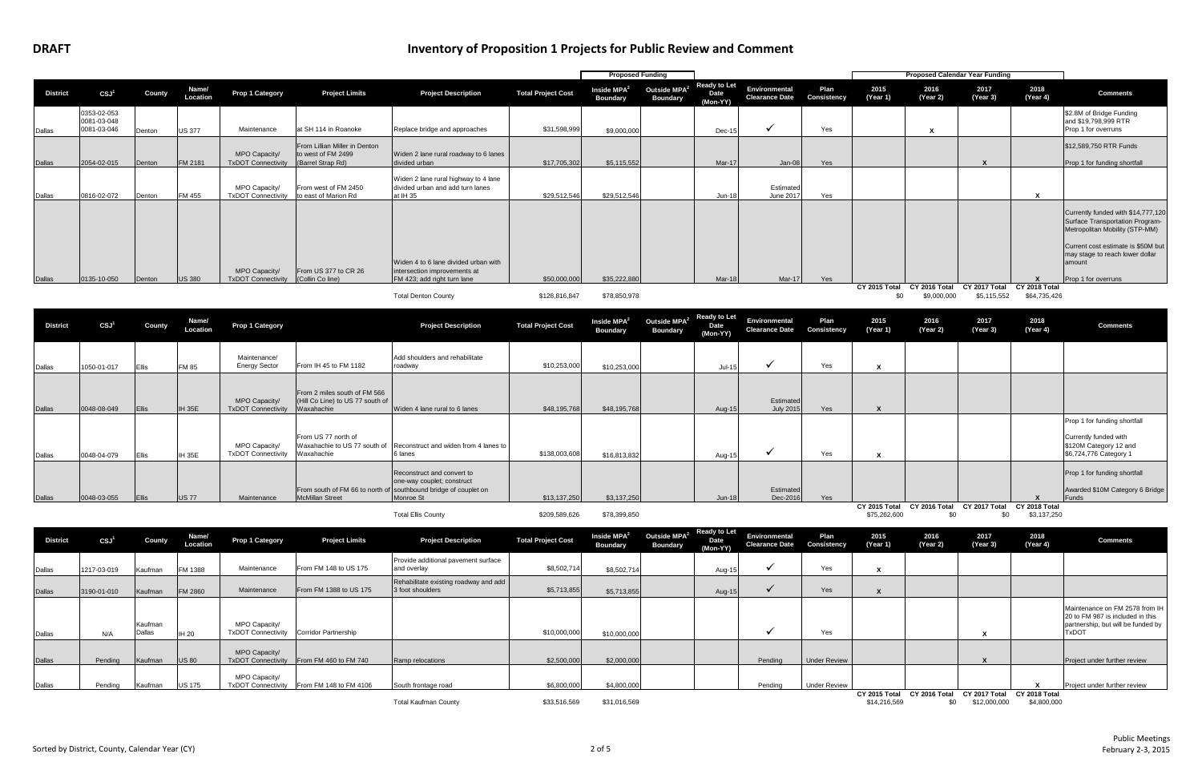**DRAFT**

# Inventory of Proposition 1 Projects for Public Review and Comment

| District | CSJ[1] | County | Name/ Location | Prop 1 Category | Project Limits | Project Description | Total Project Cost | Proposed Funding: Inside MPA[2] Boundary | Proposed Funding: Outside MPA[2] Boundary | Ready to Let Date (Mon-YY) | Environmental Clearance Date | Plan Consistency | Proposed Calendar Year Funding: 2015 (Year 1) | 2016 (Year 2) | 2017 (Year 3) | 2018 (Year 4) | Comments |
|---|---|---|---|---|---|---|---|---|---|---|---|---|---|---|---|---|---|
| Dallas | 0353-02-053 0081-03-048 0081-03-046 | Denton | US 377 | Maintenance | at SH 114 in Roanoke | Replace bridge and approaches | $31,598,999 | $9,000,000 | | Dec-15 | ✓ | Yes | | X | | | $2.8M of Bridge Funding and $19,798,999 RTR Prop 1 for overruns |
| Dallas | 2054-02-015 | Denton | FM 2181 | MPO Capacity/ TxDOT Connectivity | From Lillian Miller in Denton to west of FM 2499 (Barrel Strap Rd) | Widen 2 lane rural roadway to 6 lanes divided urban | $17,705,302 | $5,115,552 | | Mar-17 | Jan-08 | Yes | | | X | | $12,589,750 RTR Funds Prop 1 for funding shortfall |
| Dallas | 0816-02-072 | Denton | FM 455 | MPO Capacity/ TxDOT Connectivity | From west of FM 2450 to east of Marion Rd | Widen 2 lane rural highway to 4 lane divided urban and add turn lanes at IH 35 | $29,512,546 | $29,512,546 | | Jun-18 | Estimated June 2017 | Yes | | | | X | |
| Dallas | 0135-10-050 | Denton | US 380 | MPO Capacity/ TxDOT Connectivity | From US 377 to CR 26 (Collin Co line) | Widen 4 to 6 lane divided urban with intersection improvements at FM 423; add right turn lane | $50,000,000 | $35,222,880 | | Mar-18 | Mar-17 | Yes | | | | X | Currently funded with $14,777,120 Surface Transportation Program-Metropolitan Mobility (STP-MM) Current cost estimate is $50M but may stage to reach lower dollar amount Prop 1 for overruns |
| | | | | | | Total Denton County | $128,816,847 | $78,850,978 | | | | | CY 2015 Total $0 | CY 2016 Total $9,000,000 | CY 2017 Total $5,115,552 | CY 2018 Total $64,735,426 | |

| District | CSJ[1] | County | Name/ Location | Prop 1 Category | Project Limits | Project Description | Total Project Cost | Inside MPA[2] Boundary | Outside MPA[2] Boundary | Ready to Let Date (Mon-YY) | Environmental Clearance Date | Plan Consistency | 2015 (Year 1) | 2016 (Year 2) | 2017 (Year 3) | 2018 (Year 4) | Comments |
|---|---|---|---|---|---|---|---|---|---|---|---|---|---|---|---|---|---|
| Dallas | 1050-01-017 | Ellis | FM 85 | Maintenance/ Energy Sector | From IH 45 to FM 1182 | Add shoulders and rehabilitate roadway | $10,253,000 | $10,253,000 | | Jul-15 | ✓ | Yes | X | | | | |
| Dallas | 0048-08-049 | Ellis | IH 35E | MPO Capacity/ TxDOT Connectivity | From 2 miles south of FM 566 (Hill Co Line) to US 77 south of Waxahachie | Widen 4 lane rural to 6 lanes | $48,195,768 | $48,195,768 | | Aug-15 | Estimated July 2015 | Yes | X | | | | |
| Dallas | 0048-04-079 | Ellis | IH 35E | MPO Capacity/ TxDOT Connectivity | From US 77 north of Waxahachie to US 77 south of Waxahachie | Reconstruct and widen from 4 lanes to 6 lanes | $138,003,608 | $16,813,832 | | Aug-15 | ✓ | Yes | X | | | | Prop 1 for funding shortfall Currently funded with $120M Category 12 and $6,724,776 Category 1 |
| Dallas | 0048-03-055 | Ellis | US 77 | Maintenance | From south of FM 66 to north of McMillan Street | Reconstruct and convert to one-way couplet; construct southbound bridge of couplet on Monroe St | $13,137,250 | $3,137,250 | | Jun-18 | Estimated Dec-2016 | Yes | | | | X | Prop 1 for funding shortfall Awarded $10M Category 6 Bridge Funds |
| | | | | | | Total Ellis County | $209,589,626 | $78,399,850 | | | | | CY 2015 Total $75,262,600 | CY 2016 Total $0 | CY 2017 Total $0 | CY 2018 Total $3,137,250 | |

| District | CSJ[1] | County | Name/ Location | Prop 1 Category | Project Limits | Project Description | Total Project Cost | Inside MPA[2] Boundary | Outside MPA[2] Boundary | Ready to Let Date (Mon-YY) | Environmental Clearance Date | Plan Consistency | 2015 (Year 1) | 2016 (Year 2) | 2017 (Year 3) | 2018 (Year 4) | Comments |
|---|---|---|---|---|---|---|---|---|---|---|---|---|---|---|---|---|---|
| Dallas | 1217-03-019 | Kaufman | FM 1388 | Maintenance | From FM 148 to US 175 | Provide additional pavement surface and overlay | $8,502,714 | $8,502,714 | | Aug-15 | ✓ | Yes | X | | | | |
| Dallas | 3190-01-010 | Kaufman | FM 2860 | Maintenance | From FM 1388 to US 175 | Rehabilitate existing roadway and add 3 foot shoulders | $5,713,855 | $5,713,855 | | Aug-15 | ✓ | Yes | X | | | | |
| Dallas | N/A | Kaufman Dallas | IH 20 | MPO Capacity/ TxDOT Connectivity | Corridor Partnership | | $10,000,000 | $10,000,000 | | | ✓ | Yes | | | X | | Maintenance on FM 2578 from IH 20 to FM 987 is included in this partnership, but will be funded by TxDOT |
| Dallas | Pending | Kaufman | US 80 | MPO Capacity/ TxDOT Connectivity | From FM 460 to FM 740 | Ramp relocations | $2,500,000 | $2,000,000 | | | Pending | Under Review | | | X | | Project under further review |
| Dallas | Pending | Kaufman | US 175 | MPO Capacity/ TxDOT Connectivity | From FM 148 to FM 4106 | South frontage road | $6,800,000 | $4,800,000 | | | Pending | Under Review | | | | X | Project under further review |
| | | | | | | Total Kaufman County | $33,516,569 | $31,016,569 | | | | | CY 2015 Total $14,216,569 | CY 2016 Total $0 | CY 2017 Total $12,000,000 | CY 2018 Total $4,800,000 | |

Sorted by District, County, Calendar Year (CY)

Public Meetings February 2-3, 2015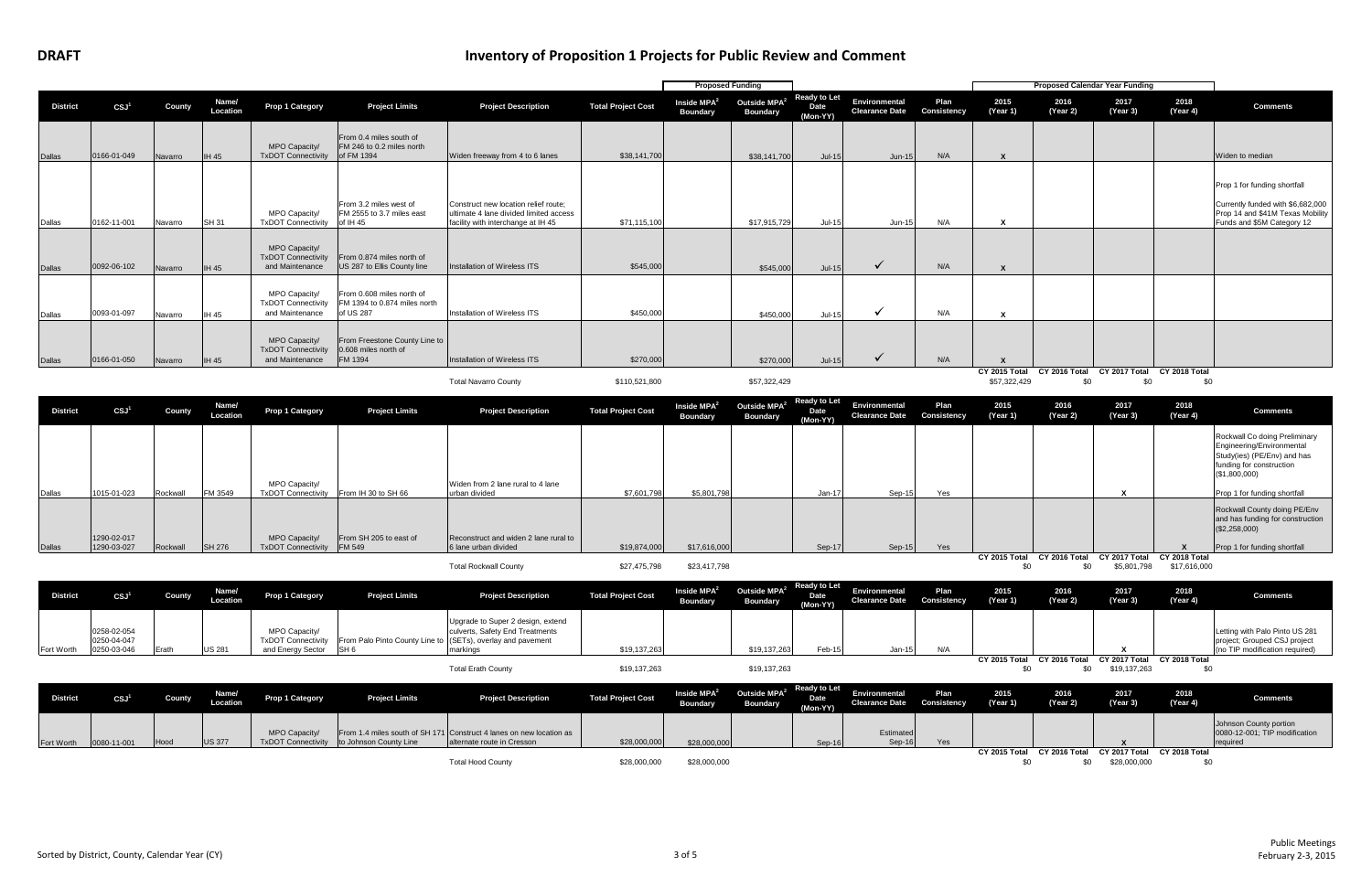**DRAFT**

# Inventory of Proposition 1 Projects for Public Review and Comment

| District | CSJ[1] | County | Name/ Location | Prop 1 Category | Project Limits | Project Description | Total Project Cost | Proposed Funding: Inside MPA[2] Boundary | Proposed Funding: Outside MPA[2] Boundary | Ready to Let Date (Mon-YY) | Environmental Clearance Date | Plan Consistency | Proposed Calendar Year Funding: 2015 (Year 1) | 2016 (Year 2) | 2017 (Year 3) | 2018 (Year 4) | Comments |
|---|---|---|---|---|---|---|---|---|---|---|---|---|---|---|---|---|---|
| Dallas | 0166-01-049 | Navarro | IH 45 | MPO Capacity/ TxDOT Connectivity | From 0.4 miles south of FM 246 to 0.2 miles north of FM 1394 | Widen freeway from 4 to 6 lanes | $38,141,700 | | $38,141,700 | Jul-15 | Jun-15 | N/A | X | | | | Widen to median |
| Dallas | 0162-11-001 | Navarro | SH 31 | MPO Capacity/ TxDOT Connectivity | From 3.2 miles west of FM 2555 to 3.7 miles east of IH 45 | Construct new location relief route; ultimate 4 lane divided limited access facility with interchange at IH 45 | $71,115,100 | | $17,915,729 | Jul-15 | Jun-15 | N/A | X | | | | Prop 1 for funding shortfall. Currently funded with $6,682,000 Prop 14 and $41M Texas Mobility Funds and $5M Category 12 |
| Dallas | 0092-06-102 | Navarro | IH 45 | MPO Capacity/ TxDOT Connectivity and Maintenance | From 0.874 miles north of US 287 to Ellis County line | Installation of Wireless ITS | $545,000 | | $545,000 | Jul-15 | ✓ | N/A | X | | | | |
| Dallas | 0093-01-097 | Navarro | IH 45 | MPO Capacity/ TxDOT Connectivity and Maintenance | From 0.608 miles north of FM 1394 to 0.874 miles north of US 287 | Installation of Wireless ITS | $450,000 | | $450,000 | Jul-15 | ✓ | N/A | X | | | | |
| Dallas | 0166-01-050 | Navarro | IH 45 | MPO Capacity/ TxDOT Connectivity and Maintenance | From Freestone County Line to 0.608 miles north of FM 1394 | Installation of Wireless ITS | $270,000 | | $270,000 | Jul-15 | ✓ | N/A | X | | | | |
| | | | | | | Total Navarro County | $110,521,800 | | $57,322,429 | | | | CY 2015 Total $57,322,429 | CY 2016 Total $0 | CY 2017 Total $0 | CY 2018 Total $0 | |

| District | CSJ[1] | County | Name/ Location | Prop 1 Category | Project Limits | Project Description | Total Project Cost | Inside MPA[2] Boundary | Outside MPA[2] Boundary | Ready to Let Date (Mon-YY) | Environmental Clearance Date | Plan Consistency | 2015 (Year 1) | 2016 (Year 2) | 2017 (Year 3) | 2018 (Year 4) | Comments |
|---|---|---|---|---|---|---|---|---|---|---|---|---|---|---|---|---|---|
| Dallas | 1015-01-023 | Rockwall | FM 3549 | MPO Capacity/ TxDOT Connectivity | From IH 30 to SH 66 | Widen from 2 lane rural to 4 lane urban divided | $7,601,798 | $5,801,798 | | Jan-17 | Sep-15 | Yes | | | X | | Rockwall Co doing Preliminary Engineering/Environmental Study(ies) (PE/Env) and has funding for construction ($1,800,000). Prop 1 for funding shortfall |
| Dallas | 1290-02-017 1290-03-027 | Rockwall | SH 276 | MPO Capacity/ TxDOT Connectivity | From SH 205 to east of FM 549 | Reconstruct and widen 2 lane rural to 6 lane urban divided | $19,874,000 | $17,616,000 | | Sep-17 | Sep-15 | Yes | | | | X | Rockwall County doing PE/Env and has funding for construction ($2,258,000). Prop 1 for funding shortfall |
| | | | | | | Total Rockwall County | $27,475,798 | $23,417,798 | | | | | CY 2015 Total $0 | CY 2016 Total $0 | CY 2017 Total $5,801,798 | CY 2018 Total $17,616,000 | |

| District | CSJ[1] | County | Name/ Location | Prop 1 Category | Project Limits | Project Description | Total Project Cost | Inside MPA[2] Boundary | Outside MPA[2] Boundary | Ready to Let Date (Mon-YY) | Environmental Clearance Date | Plan Consistency | 2015 (Year 1) | 2016 (Year 2) | 2017 (Year 3) | 2018 (Year 4) | Comments |
|---|---|---|---|---|---|---|---|---|---|---|---|---|---|---|---|---|---|
| Fort Worth | 0258-02-054 0250-04-047 0250-03-046 | Erath | US 281 | MPO Capacity/ TxDOT Connectivity and Energy Sector | From Palo Pinto County Line to SH 6 | Upgrade to Super 2 design, extend culverts, Safety End Treatments (SETs), overlay and pavement markings | $19,137,263 | | $19,137,263 | Feb-15 | Jan-15 | N/A | | | X | | Letting with Palo Pinto US 281 project; Grouped CSJ project (no TIP modification required) |
| | | | | | | Total Erath County | $19,137,263 | | $19,137,263 | | | | CY 2015 Total $0 | CY 2016 Total $0 | CY 2017 Total $19,137,263 | CY 2018 Total $0 | |

| District | CSJ[1] | County | Name/ Location | Prop 1 Category | Project Limits | Project Description | Total Project Cost | Inside MPA[2] Boundary | Outside MPA[2] Boundary | Ready to Let Date (Mon-YY) | Environmental Clearance Date | Plan Consistency | 2015 (Year 1) | 2016 (Year 2) | 2017 (Year 3) | 2018 (Year 4) | Comments |
|---|---|---|---|---|---|---|---|---|---|---|---|---|---|---|---|---|---|
| Fort Worth | 0080-11-001 | Hood | US 377 | MPO Capacity/ TxDOT Connectivity | From 1.4 miles south of SH 171 to Johnson County Line | Construct 4 lanes on new location as alternate route in Cresson | $28,000,000 | $28,000,000 | | Sep-16 | Estimated Sep-16 | Yes | | | X | | Johnson County portion 0080-12-001; TIP modification required |
| | | | | | | Total Hood County | $28,000,000 | $28,000,000 | | | | | CY 2015 Total $0 | CY 2016 Total $0 | CY 2017 Total $28,000,000 | CY 2018 Total $0 | |

Sorted by District, County, Calendar Year (CY)

Public Meetings February 2-3, 2015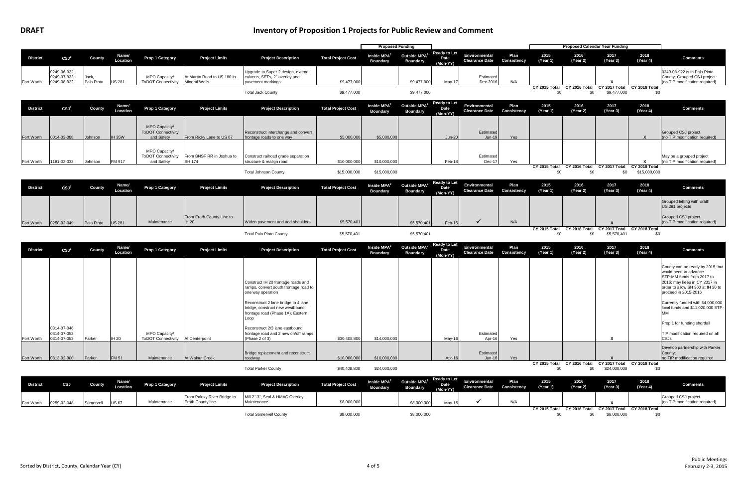**DRAFT**

# Inventory of Proposition 1 Projects for Public Review and Comment

| District | CSJ[1] | County | Name/ Location | Prop 1 Category | Project Limits | Project Description | Total Project Cost | Proposed Funding: Inside MPA[2] Boundary | Proposed Funding: Outside MPA[2] Boundary | Ready to Let Date (Mon-YY) | Environmental Clearance Date | Plan Consistency | 2015 (Year 1) | 2016 (Year 2) | 2017 (Year 3) | 2018 (Year 4) | Comments |
|---|---|---|---|---|---|---|---|---|---|---|---|---|---|---|---|---|---|
| Fort Worth | 0249-06-922 0249-07-922 0249-08-922 | Jack, Palo Pinto | US 281 | MPO Capacity/ TxDOT Connectivity | At Martin Road to US 180 in Mineral Wells | Upgrade to Super 2 design, extend culverts, SETs, 2" overlay and pavement markings | $9,477,000 | | $9,477,000 | May-17 | Estimated Dec-2016 | N/A | | | X | | 0249-08-922 is in Palo Pinto County; Grouped CSJ project (no TIP modification required) |
| | | | | | | Total Jack County | $9,477,000 | | $9,477,000 | | | | CY 2015 Total $0 | CY 2016 Total $0 | CY 2017 Total $9,477,000 | CY 2018 Total $0 | |

| District | CSJ[1] | County | Name/ Location | Prop 1 Category | Project Limits | Project Description | Total Project Cost | Inside MPA[2] Boundary | Outside MPA[2] Boundary | Ready to Let Date (Mon-YY) | Environmental Clearance Date | Plan Consistency | 2015 (Year 1) | 2016 (Year 2) | 2017 (Year 3) | 2018 (Year 4) | Comments |
|---|---|---|---|---|---|---|---|---|---|---|---|---|---|---|---|---|---|
| Fort Worth | 0014-03-088 | Johnson | IH 35W | MPO Capacity/ TxDOT Connectivity and Safety | From Ricky Lane to US 67 | Reconstruct interchange and convert frontage roads to one way | $5,000,000 | $5,000,000 | | Jun-20 | Estimated Jan-19 | Yes | | | | X | Grouped CSJ project (no TIP modification required) |
| Fort Worth | 1181-02-033 | Johnson | FM 917 | MPO Capacity/ TxDOT Connectivity and Safety | From BNSF RR in Joshua to SH 174 | Construct railroad grade separation structure & realign road | $10,000,000 | $10,000,000 | | Feb-18 | Estimated Dec-17 | Yes | | | | X | May be a grouped project (no TIP modification required) |
| | | | | | | Total Johnson County | $15,000,000 | $15,000,000 | | | | | CY 2015 Total $0 | CY 2016 Total $0 | CY 2017 Total $0 | CY 2018 Total $15,000,000 | |

| District | CSJ[1] | County | Name/ Location | Prop 1 Category | Project Limits | Project Description | Total Project Cost | Inside MPA[2] Boundary | Outside MPA[2] Boundary | Ready to Let Date (Mon-YY) | Environmental Clearance Date | Plan Consistency | 2015 (Year 1) | 2016 (Year 2) | 2017 (Year 3) | 2018 (Year 4) | Comments |
|---|---|---|---|---|---|---|---|---|---|---|---|---|---|---|---|---|---|
| Fort Worth | 0250-02-049 | Palo Pinto | US 281 | Maintenance | From Erath County Line to IH 20 | Widen pavement and add shoulders | $5,570,401 | | $5,570,401 | Feb-15 | ✓ | N/A | | | X | | Grouped letting with Erath US 281 projects<br>Grouped CSJ project (no TIP modification required) |
| | | | | | | Total Palo Pinto County | $5,570,401 | | $5,570,401 | | | | CY 2015 Total $0 | CY 2016 Total $0 | CY 2017 Total $5,570,401 | CY 2018 Total $0 | |

| District | CSJ[1] | County | Name/ Location | Prop 1 Category | Project Limits | Project Description | Total Project Cost | Inside MPA[2] Boundary | Outside MPA[2] Boundary | Ready to Let Date (Mon-YY) | Environmental Clearance Date | Plan Consistency | 2015 (Year 1) | 2016 (Year 2) | 2017 (Year 3) | 2018 (Year 4) | Comments |
|---|---|---|---|---|---|---|---|---|---|---|---|---|---|---|---|---|---|
| Fort Worth | 0314-07-046 0314-07-052 0314-07-053 | Parker | IH 20 | MPO Capacity/ TxDOT Connectivity | At Centerpoint | Construct IH 20 frontage roads and ramps, convert south frontage road to one way operation<br>Reconstruct 2 lane bridge to 4 lane bridge, construct new westbound frontage road (Phase 1A); Eastern Loop<br>Reconstruct 2/3 lane eastbound frontage road and 2 new on/off ramps (Phase 2 of 3) | $30,408,800 | $14,000,000 | | May-16 | Estimated Apr-16 | Yes | | | X | | County can be ready by 2015, but would need to advance STP-MM funds from 2017 to 2016; may keep in CY 2017 in order to allow SH 360 at IH 30 to proceed in 2015-2016<br>Currently funded with $4,000,000 local funds and $11,020,000 STP-MM<br>Prop 1 for funding shortfall<br>TIP modification required on all CSJs |
| Fort Worth | 0313-02-900 | Parker | FM 51 | Maintenance | At Walnut Creek | Bridge replacement and reconstruct roadway | $10,000,000 | $10,000,000 | | Apr-16 | Estimated Jun-16 | Yes | | | X | | Develop partnership with Parker County; no TIP modification required |
| | | | | | | Total Parker County | $40,408,800 | $24,000,000 | | | | | CY 2015 Total $0 | CY 2016 Total $0 | CY 2017 Total $24,000,000 | CY 2018 Total $0 | |

| District | CSJ | County | Name/ Location | Prop 1 Category | Project Limits | Project Description | Total Project Cost | Inside MPA[2] Boundary | Outside MPA[2] Boundary | Ready to Let Date (Mon-YY) | Environmental Clearance Date | Plan Consistency | 2015 (Year 1) | 2016 (Year 2) | 2017 (Year 3) | 2018 (Year 4) | Comments |
|---|---|---|---|---|---|---|---|---|---|---|---|---|---|---|---|---|---|
| Fort Worth | 0259-02-048 | Somervell | US 67 | Maintenance | From Paluxy River Bridge to Erath County line | Mill 2"-3", Seal & HMAC Overlay Maintenance | $8,000,000 | | $8,000,000 | May-15 | ✓ | N/A | | | X | | Grouped CSJ project (no TIP modification required) |
| | | | | | | Total Somervell County | $8,000,000 | | $8,000,000 | | | | CY 2015 Total $0 | CY 2016 Total $0 | CY 2017 Total $8,000,000 | CY 2018 Total $0 | |

Sorted by District, County, Calendar Year (CY)

Public Meetings February 2-3, 2015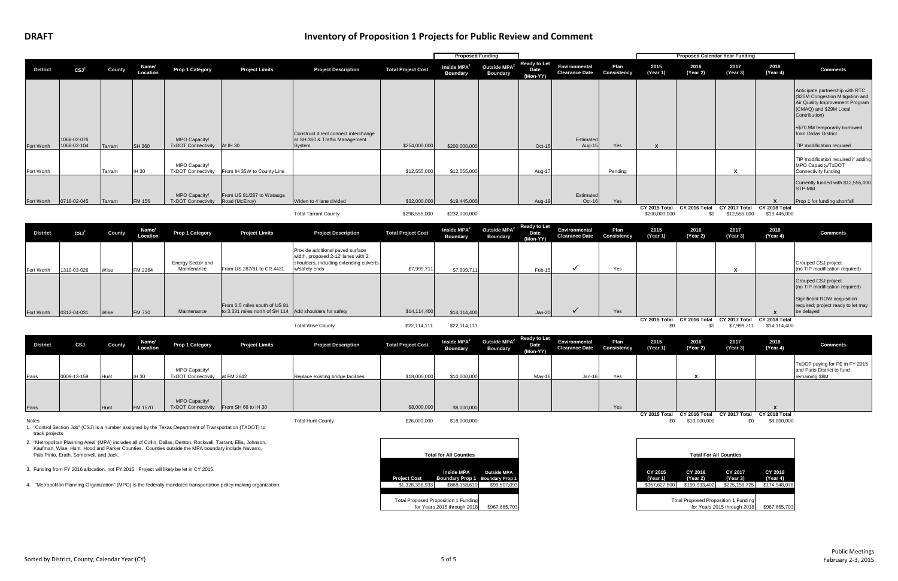**DRAFT**

# Inventory of Proposition 1 Projects for Public Review and Comment

| District | CSJ[1] | County | Name/ Location | Prop 1 Category | Project Limits | Project Description | Total Project Cost | Proposed Funding: Inside MPA[2] Boundary | Proposed Funding: Outside MPA[2] Boundary | Ready to Let Date (Mon-YY) | Environmental Clearance Date | Plan Consistency | Proposed Calendar Year Funding: 2015 (Year 1) | 2016 (Year 2) | 2017 (Year 3) | 2018 (Year 4) | Comments |
|---|---|---|---|---|---|---|---|---|---|---|---|---|---|---|---|---|---|
| Fort Worth | 1068-02-076 1068-02-104 | Tarrant | SH 360 | MPO Capacity/ TxDOT Connectivity | At IH 30 | Construct direct connect interchange at SH 360 & Traffic Management System | $254,000,000 | $200,000,000 | | Oct-15 | Estimated Aug-15 | Yes | X | | | | Anticipate partnership with RTC ($25M Congestion Mitigation and Air Quality Improvement Program (CMAQ) and $29M Local Contribution) ≈$70.9M temporarily borrowed from Dallas District TIP modification required |
| Fort Worth | | Tarrant | IH 30 | MPO Capacity/ TxDOT Connectivity | From IH 35W to County Line | | $12,555,000 | $12,555,000 | | Aug-17 | | Pending | | | X | | TIP modification required if adding MPO Capacity/TxDOT Connectivity funding |
| Fort Worth | 0718-02-045 | Tarrant | FM 156 | MPO Capacity/ TxDOT Connectivity | From US 81/287 to Watauga Road (McElroy) | Widen to 4 lane divided | $32,000,000 | $19,445,000 | | Aug-19 | Estimated Oct-16 | Yes | | | | X | Currently funded with $12,555,000 STP-MM Prop 1 for funding shortfall |
| | | | | | | Total Tarrant County | $298,555,000 | $232,000,000 | | | | | CY 2015 Total $200,000,000 | CY 2016 Total $0 | CY 2017 Total $12,555,000 | CY 2018 Total $19,445,000 | |

| District | CSJ[1] | County | Name/ Location | Prop 1 Category | Project Limits | Project Description | Total Project Cost | Inside MPA[2] Boundary | Outside MPA[2] Boundary | Ready to Let Date (Mon-YY) | Environmental Clearance Date | Plan Consistency | 2015 (Year 1) | 2016 (Year 2) | 2017 (Year 3) | 2018 (Year 4) | Comments |
|---|---|---|---|---|---|---|---|---|---|---|---|---|---|---|---|---|---|
| Fort Worth | 1310-03-026 | Wise | FM 2264 | Energy Sector and Maintenance | From US 287/81 to CR 4431 | Provide additional paved surface width, proposed 2-12' lanes with 2' shoulders, including extending culverts w/safety ends | $7,999,711 | $7,999,711 | | Feb-15 | ✓ | Yes | | | X | | Grouped CSJ project (no TIP modification required) |
| Fort Worth | 0312-04-031 | Wise | FM 730 | Maintenance | From 0.5 miles south of US 81 to 3.331 miles north of SH 114 | Add shoulders for safety | $14,114,400 | $14,114,400 | | Jan-20 | ✓ | Yes | | | | X | Grouped CSJ project (no TIP modification required) Significant ROW acquisition required; project ready to let may be delayed |
| | | | | | | Total Wise County | $22,114,111 | $22,114,111 | | | | | CY 2015 Total $0 | CY 2016 Total $0 | CY 2017 Total $7,999,711 | CY 2018 Total $14,114,400 | |

| District | CSJ | County | Name/ Location | Prop 1 Category | Project Limits | Project Description | Total Project Cost | Inside MPA[2] Boundary | Outside MPA[2] Boundary | Ready to Let Date (Mon-YY) | Environmental Clearance Date | Plan Consistency | 2015 (Year 1) | 2016 (Year 2) | 2017 (Year 3) | 2018 (Year 4) | Comments |
|---|---|---|---|---|---|---|---|---|---|---|---|---|---|---|---|---|---|
| Paris | 0009-13-159 | Hunt | IH 30 | MPO Capacity/ TxDOT Connectivity | at FM 2642 | Replace existing bridge facilities | $18,000,000 | $10,000,000 | | May-16 | Jan-16 | Yes | | X | | | TxDOT paying for PE in FY 2015 and Paris District to fund remaining $8M |
| Paris | | Hunt | FM 1570 | MPO Capacity/ TxDOT Connectivity | From SH 66 to IH 30 | | $8,000,000 | $8,000,000 | | | | Yes | | | | X | |
| | | | | | | Total Hunt County | $26,000,000 | $18,000,000 | | | | | CY 2015 Total $0 | CY 2016 Total $10,000,000 | CY 2017 Total $0 | CY 2018 Total $8,000,000 | |

Notes

1. "Control Section Job" (CSJ) is a number assigned by the Texas Department of Transportation (TXDOT) to track projects
2. "Metropolitan Planning Area" (MPA) includes all of Collin, Dallas, Denton, Rockwall, Tarrant, Ellis, Johnson, Kaufman, Wise, Hunt, Hood and Parker Counties. Counties outside the MPA boundary include Navarro, Palo Pinto, Erath, Somervell, and Jack.
3. Funding from FY 2016 allocation, not FY 2015. Project will likely be let in CY 2015.
4. "Metropolitan Planning Organization" (MPO) is the federally mandated transportation policy-making organization.

**Total for All Counties**

| Project Cost | Inside MPA Boundary Prop 1 | Outside MPA Boundary Prop 1 |
|---|---|---|
| $1,328,396,933 | $868,158,610 | $99,507,093 |
| Total Proposed Proposition 1 Funding for Years 2015 through 2018 | | $967,665,703 |

**Total For All Counties**

| CY 2015 (Year 1) | CY 2016 (Year 2) | CY 2017 (Year 3) | CY 2018 (Year 4) |
|---|---|---|---|
| $367,627,500 | $199,933,402 | $225,156,725 | $174,948,076 |
| Total Proposed Proposition 1 Funding for Years 2015 through 2018 | | | $967,665,703 |

Sorted by District, County, Calendar Year (CY)

Public Meetings February 2-3, 2015